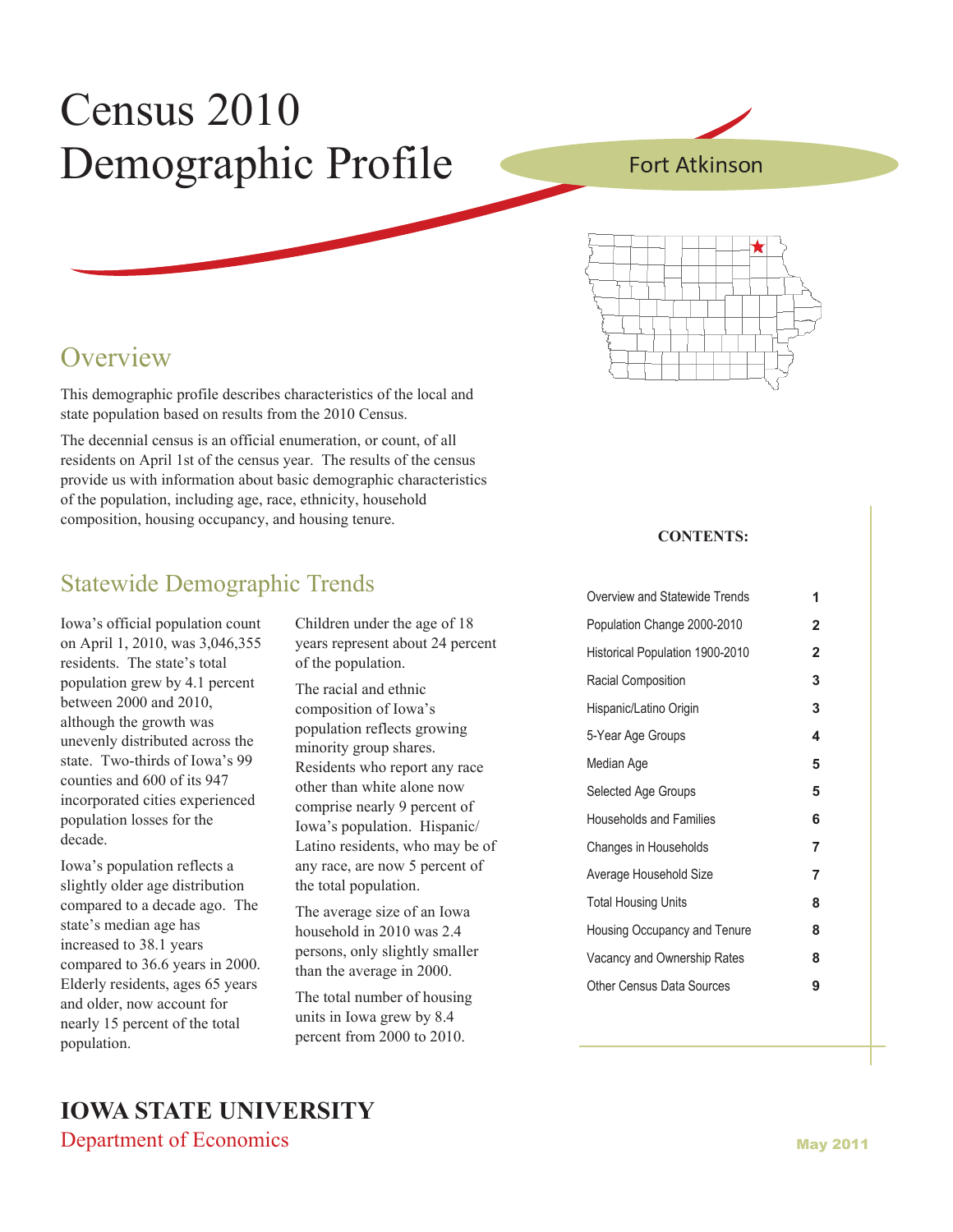# Census 2010 Demographic Profile

Fort Atkinson

## Overview

This demographic profile describes characteristics of the local and state population based on results from the 2010 Census.

The decennial census is an official enumeration, or count, of all residents on April 1st of the census year. The results of the census provide us with information about basic demographic characteristics of the population, including age, race, ethnicity, household composition, housing occupancy, and housing tenure.

## Statewide Demographic Trends

Iowa's official population count on April 1, 2010, was 3,046,355 residents. The state's total population grew by 4.1 percent between 2000 and 2010, although the growth was unevenly distributed across the state. Two-thirds of Iowa's 99 counties and 600 of its 947 incorporated cities experienced population losses for the decade.

Iowa's population reflects a slightly older age distribution compared to a decade ago. The state's median age has increased to 38.1 years compared to 36.6 years in 2000. Elderly residents, ages 65 years and older, now account for nearly 15 percent of the total population.

Children under the age of 18 years represent about 24 percent of the population.

The racial and ethnic composition of Iowa's population reflects growing minority group shares. Residents who report any race other than white alone now comprise nearly 9 percent of Iowa's population. Hispanic/Latino residents, who may be of any race, are now 5 percent of the total population.

The average size of an Iowa household in 2010 was 2.4 persons, only slightly smaller than the average in 2000.

The total number of housing units in Iowa grew by 8.4 percent from 2000 to 2010.

**CONTENTS:**

| | |
|---|---|
| Overview and Statewide Trends | 1 |
| Population Change 2000-2010 | 2 |
| Historical Population 1900-2010 | 2 |
| Racial Composition | 3 |
| Hispanic/Latino Origin | 3 |
| 5-Year Age Groups | 4 |
| Median Age | 5 |
| Selected Age Groups | 5 |
| Households and Families | 6 |
| Changes in Households | 7 |
| Average Household Size | 7 |
| Total Housing Units | 8 |
| Housing Occupancy and Tenure | 8 |
| Vacancy and Ownership Rates | 8 |
| Other Census Data Sources | 9 |

**IOWA STATE UNIVERSITY**
Department of Economics

May 2011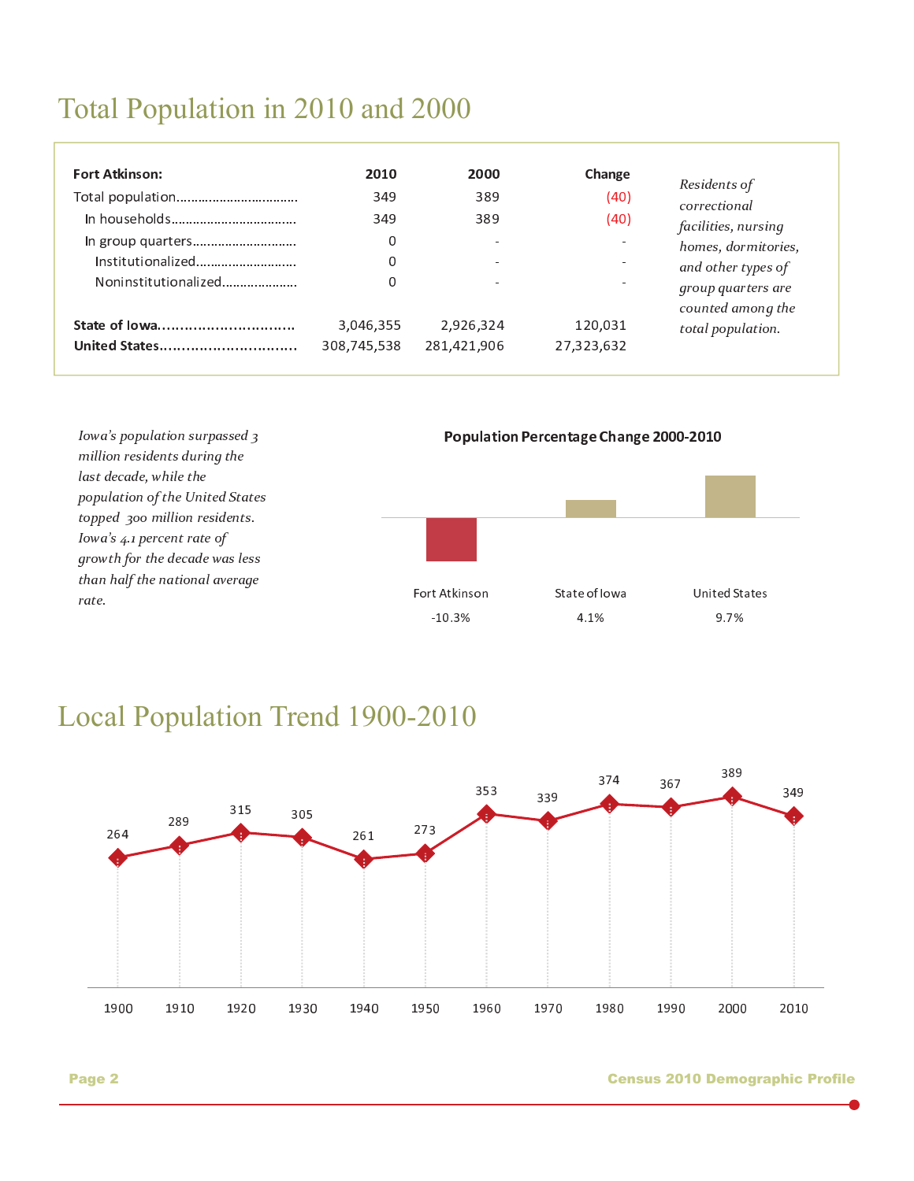# Total Population in 2010 and 2000

| Fort Atkinson: | 2010 | 2000 | Change |
|---|---|---|---|
| Total population | 349 | 389 | (40) |
| In households | 349 | 389 | (40) |
| In group quarters | 0 | - | - |
| Institutionalized | 0 | - | - |
| Noninstitutionalized | 0 | - | - |
| State of Iowa | 3,046,355 | 2,926,324 | 120,031 |
| United States | 308,745,538 | 281,421,906 | 27,323,632 |

*Residents of correctional facilities, nursing homes, dormitories, and other types of group quarters are counted among the total population.*

*Iowa's population surpassed 3 million residents during the last decade, while the population of the United States topped 300 million residents. Iowa's 4.1 percent rate of growth for the decade was less than half the national average rate.*

**Population Percentage Change 2000-2010**

| Fort Atkinson | State of Iowa | United States |
|---|---|---|
| -10.3% | 4.1% | 9.7% |

# Local Population Trend 1900-2010

| 1900 | 1910 | 1920 | 1930 | 1940 | 1950 | 1960 | 1970 | 1980 | 1990 | 2000 | 2010 |
|---|---|---|---|---|---|---|---|---|---|---|---|
| 264 | 289 | 315 | 305 | 261 | 273 | 353 | 339 | 374 | 367 | 389 | 349 |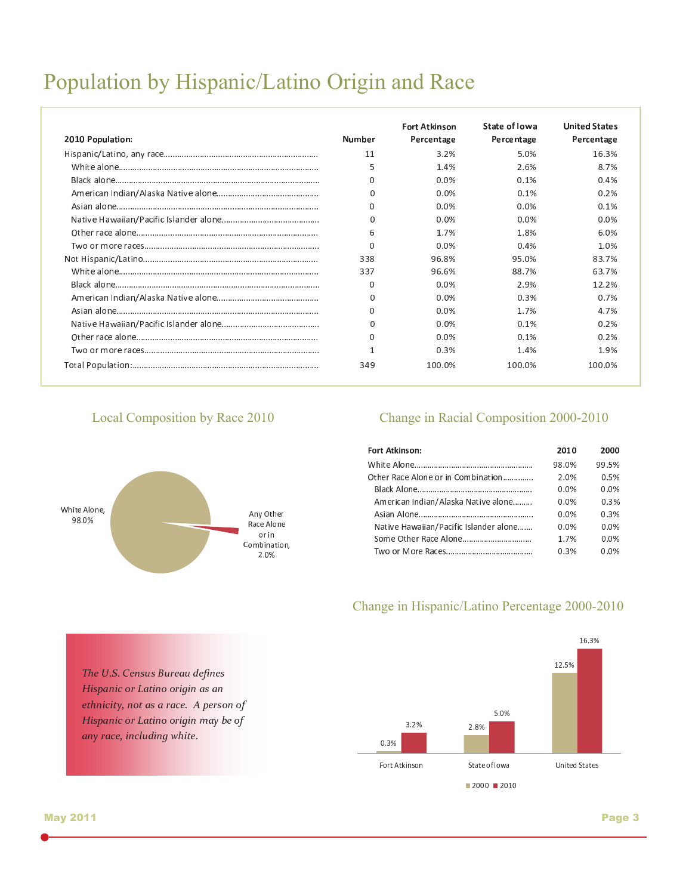# Population by Hispanic/Latino Origin and Race

| 2010 Population: | Number | Fort Atkinson Percentage | State of Iowa Percentage | United States Percentage |
|---|---|---|---|---|
| Hispanic/Latino, any race | 11 | 3.2% | 5.0% | 16.3% |
| White alone | 5 | 1.4% | 2.6% | 8.7% |
| Black alone | 0 | 0.0% | 0.1% | 0.4% |
| American Indian/Alaska Native alone | 0 | 0.0% | 0.1% | 0.2% |
| Asian alone | 0 | 0.0% | 0.0% | 0.1% |
| Native Hawaiian/Pacific Islander alone | 0 | 0.0% | 0.0% | 0.0% |
| Other race alone | 6 | 1.7% | 1.8% | 6.0% |
| Two or more races | 0 | 0.0% | 0.4% | 1.0% |
| Not Hispanic/Latino | 338 | 96.8% | 95.0% | 83.7% |
| White alone | 337 | 96.6% | 88.7% | 63.7% |
| Black alone | 0 | 0.0% | 2.9% | 12.2% |
| American Indian/Alaska Native alone | 0 | 0.0% | 0.3% | 0.7% |
| Asian alone | 0 | 0.0% | 1.7% | 4.7% |
| Native Hawaiian/Pacific Islander alone | 0 | 0.0% | 0.1% | 0.2% |
| Other race alone | 0 | 0.0% | 0.1% | 0.2% |
| Two or more races | 1 | 0.3% | 1.4% | 1.9% |
| Total Population: | 349 | 100.0% | 100.0% | 100.0% |

## Local Composition by Race 2010

White Alone, 98.0%

Any Other Race Alone or in Combination, 2.0%

## Change in Racial Composition 2000-2010

| Fort Atkinson: | 2010 | 2000 |
|---|---|---|
| White Alone | 98.0% | 99.5% |
| Other Race Alone or in Combination | 2.0% | 0.5% |
| Black Alone | 0.0% | 0.0% |
| American Indian/Alaska Native alone | 0.0% | 0.3% |
| Asian Alone | 0.0% | 0.3% |
| Native Hawaiian/Pacific Islander alone | 0.0% | 0.0% |
| Some Other Race Alone | 1.7% | 0.0% |
| Two or More Races | 0.3% | 0.0% |

## Change in Hispanic/Latino Percentage 2000-2010

| | 2000 | 2010 |
|---|---|---|
| Fort Atkinson | 0.3% | 3.2% |
| State of Iowa | 2.8% | 5.0% |
| United States | 12.5% | 16.3% |

*The U.S. Census Bureau defines Hispanic or Latino origin as an ethnicity, not as a race. A person of Hispanic or Latino origin may be of any race, including white.*

May 2011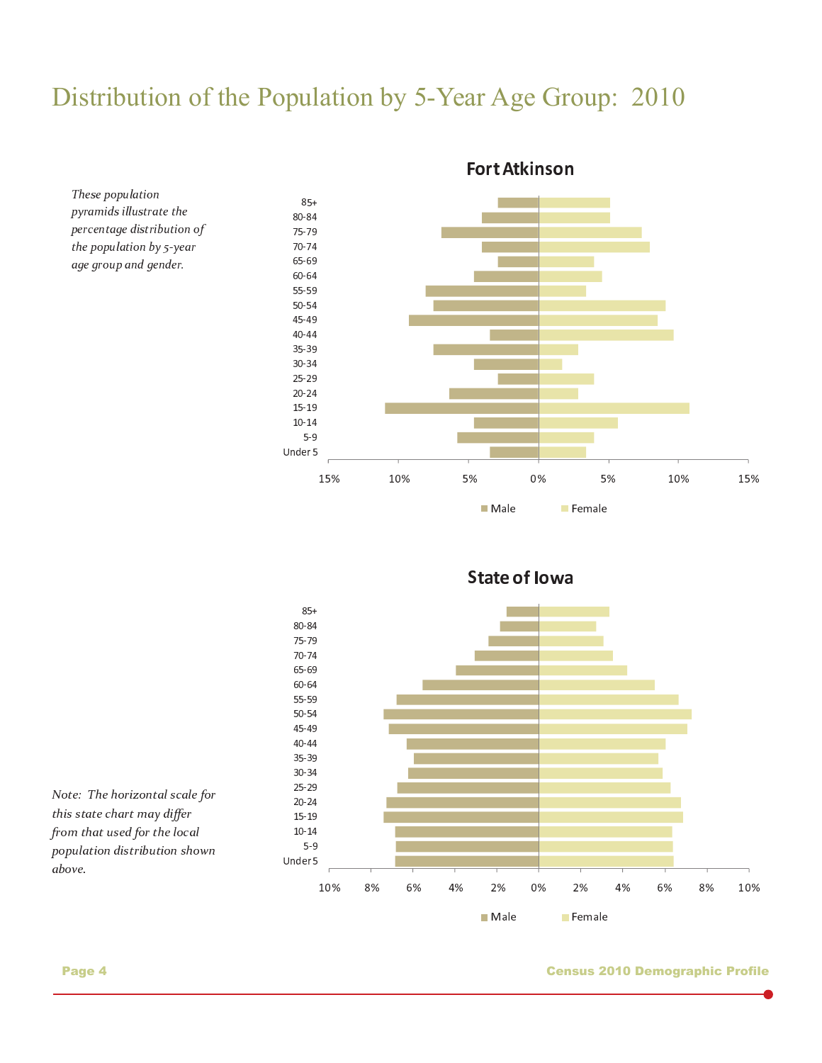# Distribution of the Population by 5-Year Age Group: 2010

*These population pyramids illustrate the percentage distribution of the population by 5-year age group and gender.*

**Fort Atkinson**

Age groups: 85+, 80-84, 75-79, 70-74, 65-69, 60-64, 55-59, 50-54, 45-49, 40-44, 35-39, 30-34, 25-29, 20-24, 15-19, 10-14, 5-9, Under 5

Axis: 15% 10% 5% 0% 5% 10% 15%

Male · Female

**State of Iowa**

Age groups: 85+, 80-84, 75-79, 70-74, 65-69, 60-64, 55-59, 50-54, 45-49, 40-44, 35-39, 30-34, 25-29, 20-24, 15-19, 10-14, 5-9, Under 5

Axis: 10% 8% 6% 4% 2% 0% 2% 4% 6% 8% 10%

Male · Female

*Note: The horizontal scale for this state chart may differ from that used for the local population distribution shown above.*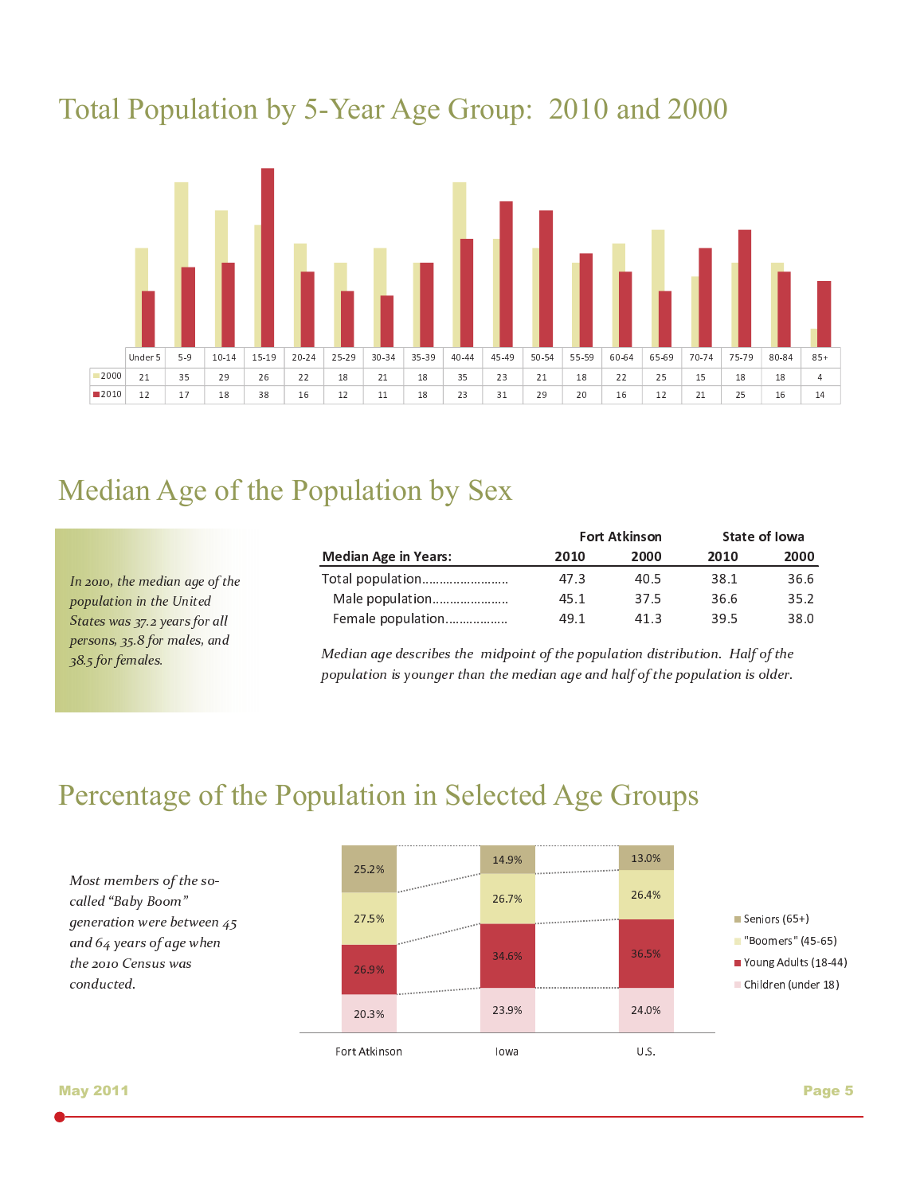# Total Population by 5-Year Age Group: 2010 and 2000

| | Under 5 | 5-9 | 10-14 | 15-19 | 20-24 | 25-29 | 30-34 | 35-39 | 40-44 | 45-49 | 50-54 | 55-59 | 60-64 | 65-69 | 70-74 | 75-79 | 80-84 | 85+ |
|---|---|---|---|---|---|---|---|---|---|---|---|---|---|---|---|---|---|---|
| 2000 | 21 | 35 | 29 | 26 | 22 | 18 | 21 | 18 | 35 | 23 | 21 | 18 | 22 | 25 | 15 | 18 | 18 | 4 |
| 2010 | 12 | 17 | 18 | 38 | 16 | 12 | 11 | 18 | 23 | 31 | 29 | 20 | 16 | 12 | 21 | 25 | 16 | 14 |

# Median Age of the Population by Sex

*In 2010, the median age of the population in the United States was 37.2 years for all persons, 35.8 for males, and 38.5 for females.*

| | Fort Atkinson | | State of Iowa | |
|---|---|---|---|---|
| **Median Age in Years:** | **2010** | **2000** | **2010** | **2000** |
| Total population | 47.3 | 40.5 | 38.1 | 36.6 |
| Male population | 45.1 | 37.5 | 36.6 | 35.2 |
| Female population | 49.1 | 41.3 | 39.5 | 38.0 |

*Median age describes the midpoint of the population distribution. Half of the population is younger than the median age and half of the population is older.*

# Percentage of the Population in Selected Age Groups

*Most members of the so-called "Baby Boom" generation were between 45 and 64 years of age when the 2010 Census was conducted.*

| | Fort Atkinson | Iowa | U.S. |
|---|---|---|---|
| Seniors (65+) | 25.2% | 14.9% | 13.0% |
| "Boomers" (45-65) | 27.5% | 26.7% | 26.4% |
| Young Adults (18-44) | 26.9% | 34.6% | 36.5% |
| Children (under 18) | 20.3% | 23.9% | 24.0% |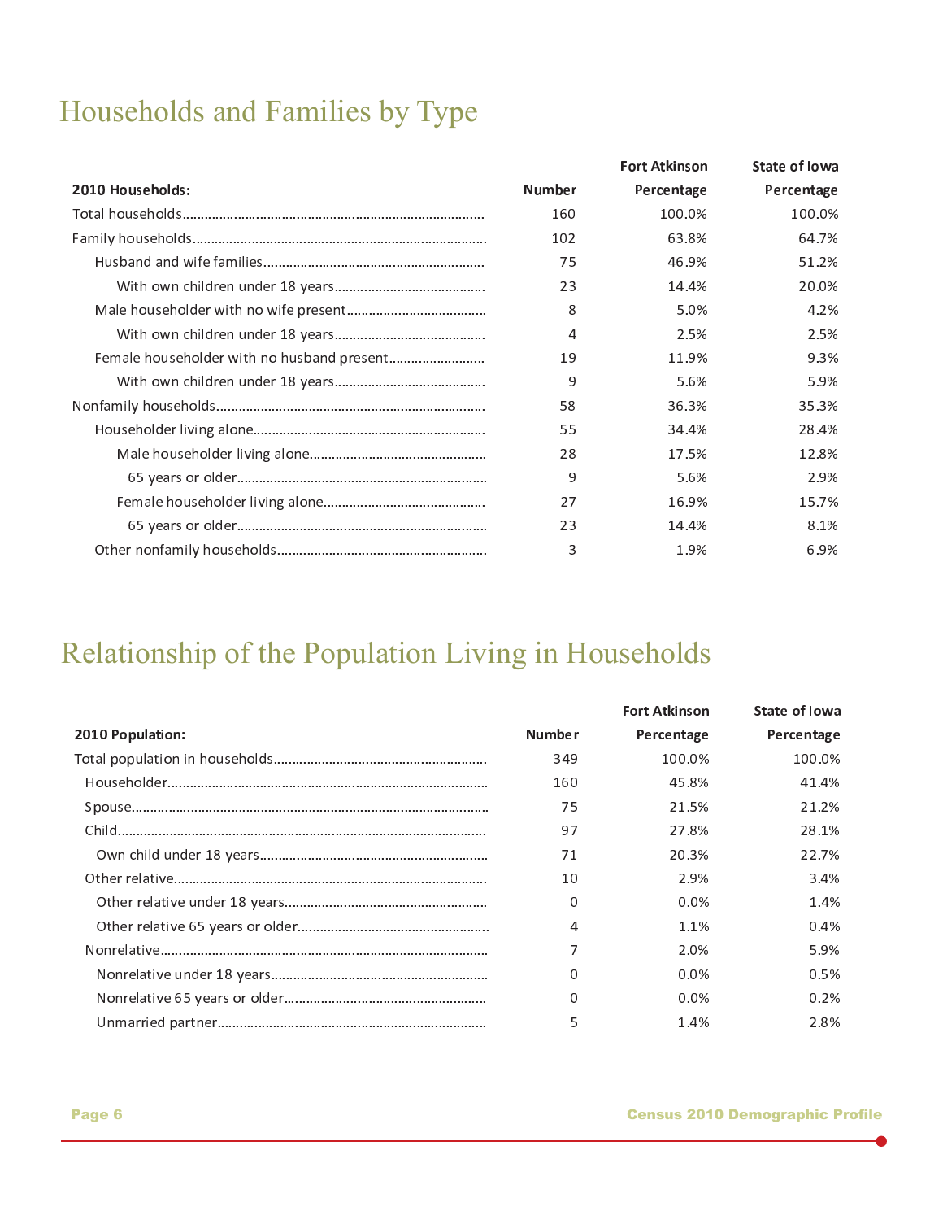# Households and Families by Type

| 2010 Households: | Number | Fort Atkinson Percentage | State of Iowa Percentage |
|---|---|---|---|
| Total households | 160 | 100.0% | 100.0% |
| Family households | 102 | 63.8% | 64.7% |
| Husband and wife families | 75 | 46.9% | 51.2% |
| With own children under 18 years | 23 | 14.4% | 20.0% |
| Male householder with no wife present | 8 | 5.0% | 4.2% |
| With own children under 18 years | 4 | 2.5% | 2.5% |
| Female householder with no husband present | 19 | 11.9% | 9.3% |
| With own children under 18 years | 9 | 5.6% | 5.9% |
| Nonfamily households | 58 | 36.3% | 35.3% |
| Householder living alone | 55 | 34.4% | 28.4% |
| Male householder living alone | 28 | 17.5% | 12.8% |
| 65 years or older | 9 | 5.6% | 2.9% |
| Female householder living alone | 27 | 16.9% | 15.7% |
| 65 years or older | 23 | 14.4% | 8.1% |
| Other nonfamily households | 3 | 1.9% | 6.9% |

# Relationship of the Population Living in Households

| 2010 Population: | Number | Fort Atkinson Percentage | State of Iowa Percentage |
|---|---|---|---|
| Total population in households | 349 | 100.0% | 100.0% |
| Householder | 160 | 45.8% | 41.4% |
| Spouse | 75 | 21.5% | 21.2% |
| Child | 97 | 27.8% | 28.1% |
| Own child under 18 years | 71 | 20.3% | 22.7% |
| Other relative | 10 | 2.9% | 3.4% |
| Other relative under 18 years | 0 | 0.0% | 1.4% |
| Other relative 65 years or older | 4 | 1.1% | 0.4% |
| Nonrelative | 7 | 2.0% | 5.9% |
| Nonrelative under 18 years | 0 | 0.0% | 0.5% |
| Nonrelative 65 years or older | 0 | 0.0% | 0.2% |
| Unmarried partner | 5 | 1.4% | 2.8% |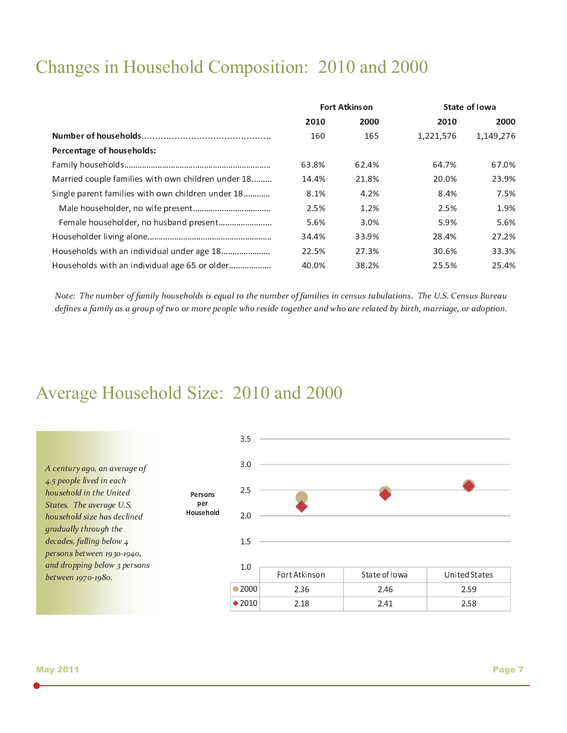# Changes in Household Composition: 2010 and 2000

| | Fort Atkinson | | State of Iowa | |
|---|---|---|---|---|
| | **2010** | **2000** | **2010** | **2000** |
| **Number of households** | 160 | 165 | 1,221,576 | 1,149,276 |
| **Percentage of households:** | | | | |
| Family households | 63.8% | 62.4% | 64.7% | 67.0% |
| Married couple families with own children under 18 | 14.4% | 21.8% | 20.0% | 23.9% |
| Single parent families with own children under 18 | 8.1% | 4.2% | 8.4% | 7.5% |
| Male householder, no wife present | 2.5% | 1.2% | 2.5% | 1.9% |
| Female householder, no husband present | 5.6% | 3.0% | 5.9% | 5.6% |
| Householder living alone | 34.4% | 33.9% | 28.4% | 27.2% |
| Households with an individual under age 18 | 22.5% | 27.3% | 30.6% | 33.3% |
| Households with an individual age 65 or older | 40.0% | 38.2% | 25.5% | 25.4% |

*Note: The number of family households is equal to the number of families in census tabulations. The U.S. Census Bureau defines a family as a group of two or more people who reside together and who are related by birth, marriage, or adoption.*

# Average Household Size: 2010 and 2000

*A century ago, an average of 4.5 people lived in each household in the United States. The average U.S. household size has declined gradually through the decades, falling below 4 persons between 1930-1940, and dropping below 3 persons between 1970-1980.*

Persons per Household

| | Fort Atkinson | State of Iowa | United States |
|---|---|---|---|
| 2000 | 2.36 | 2.46 | 2.59 |
| 2010 | 2.18 | 2.41 | 2.58 |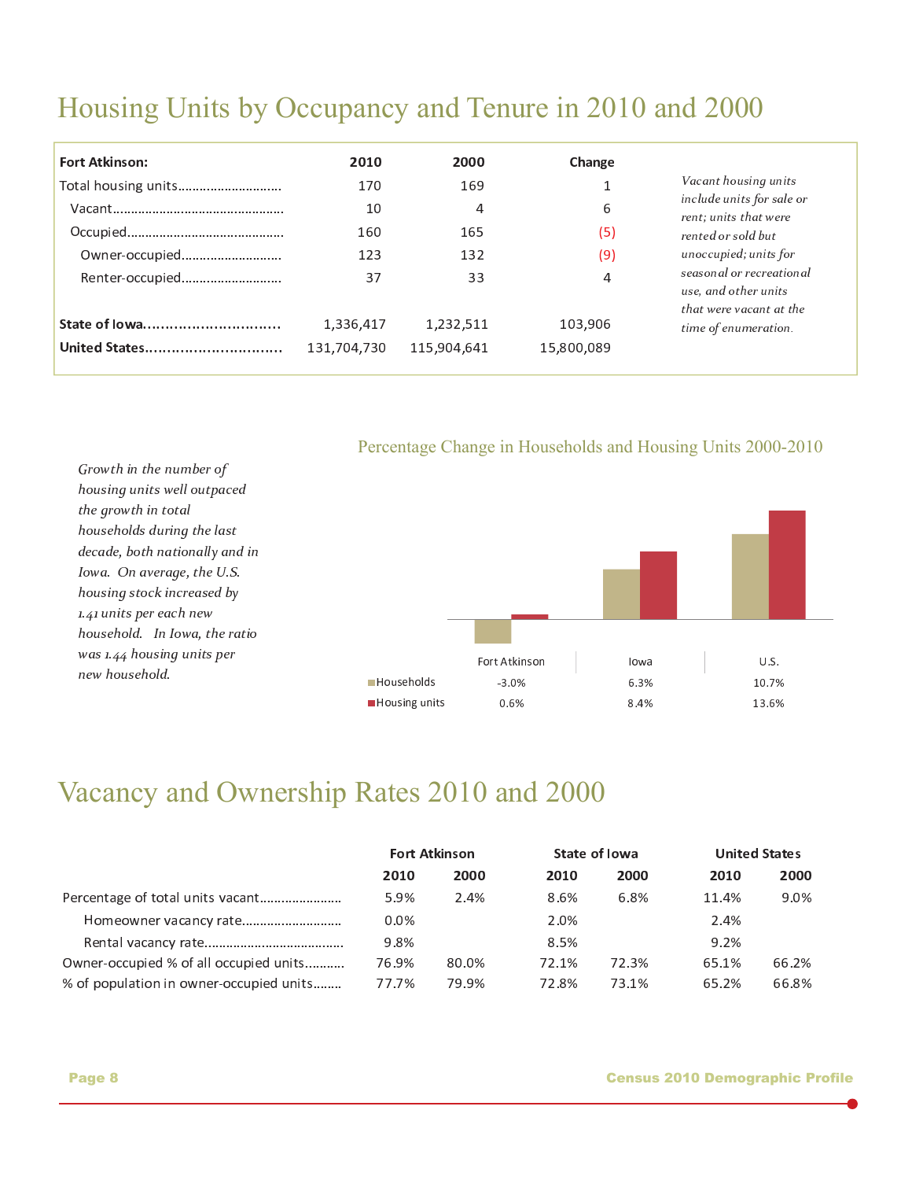# Housing Units by Occupancy and Tenure in 2010 and 2000

| Fort Atkinson: | 2010 | 2000 | Change |
|---|---|---|---|
| Total housing units | 170 | 169 | 1 |
| Vacant | 10 | 4 | 6 |
| Occupied | 160 | 165 | (5) |
| Owner-occupied | 123 | 132 | (9) |
| Renter-occupied | 37 | 33 | 4 |
| **State of Iowa** | 1,336,417 | 1,232,511 | 103,906 |
| **United States** | 131,704,730 | 115,904,641 | 15,800,089 |

*Vacant housing units include units for sale or rent; units that were rented or sold but unoccupied; units for seasonal or recreational use, and other units that were vacant at the time of enumeration.*

## Percentage Change in Households and Housing Units 2000-2010

| | Fort Atkinson | Iowa | U.S. |
|---|---|---|---|
| Households | -3.0% | 6.3% | 10.7% |
| Housing units | 0.6% | 8.4% | 13.6% |

*Growth in the number of housing units well outpaced the growth in total households during the last decade, both nationally and in Iowa. On average, the U.S. housing stock increased by 1.41 units per each new household. In Iowa, the ratio was 1.44 housing units per new household.*

# Vacancy and Ownership Rates 2010 and 2000

| | Fort Atkinson | | State of Iowa | | United States | |
|---|---|---|---|---|---|---|
| | 2010 | 2000 | 2010 | 2000 | 2010 | 2000 |
| Percentage of total units vacant | 5.9% | 2.4% | 8.6% | 6.8% | 11.4% | 9.0% |
| Homeowner vacancy rate | 0.0% | | 2.0% | | 2.4% | |
| Rental vacancy rate | 9.8% | | 8.5% | | 9.2% | |
| Owner-occupied % of all occupied units | 76.9% | 80.0% | 72.1% | 72.3% | 65.1% | 66.2% |
| % of population in owner-occupied units | 77.7% | 79.9% | 72.8% | 73.1% | 65.2% | 66.8% |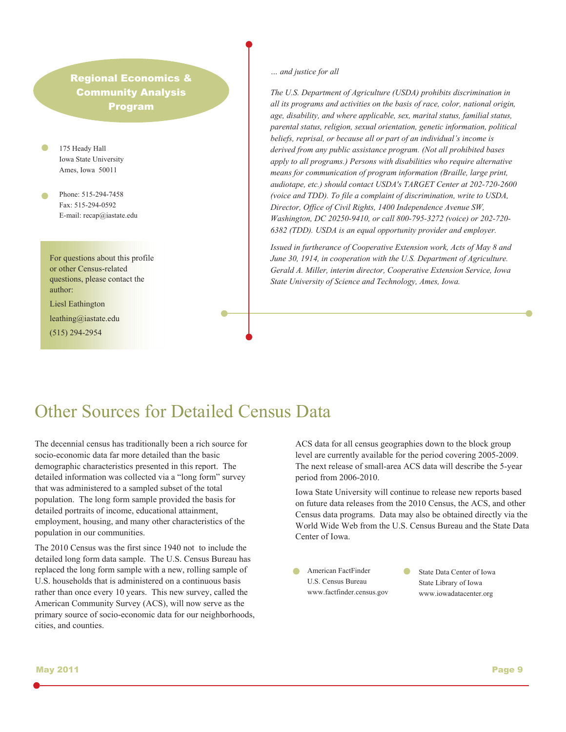## Regional Economics & Community Analysis Program

- 175 Heady Hall
  Iowa State University
  Ames, Iowa 50011
- Phone: 515-294-7458
  Fax: 515-294-0592
  E-mail: recap@iastate.edu

For questions about this profile or other Census-related questions, please contact the author:

Liesl Eathington

leathing@iastate.edu

(515) 294-2954

*… and justice for all*

*The U.S. Department of Agriculture (USDA) prohibits discrimination in all its programs and activities on the basis of race, color, national origin, age, disability, and where applicable, sex, marital status, familial status, parental status, religion, sexual orientation, genetic information, political beliefs, reprisal, or because all or part of an individual's income is derived from any public assistance program. (Not all prohibited bases apply to all programs.) Persons with disabilities who require alternative means for communication of program information (Braille, large print, audiotape, etc.) should contact USDA's TARGET Center at 202-720-2600 (voice and TDD). To file a complaint of discrimination, write to USDA, Director, Office of Civil Rights, 1400 Independence Avenue SW, Washington, DC 20250-9410, or call 800-795-3272 (voice) or 202-720-6382 (TDD). USDA is an equal opportunity provider and employer.*

*Issued in furtherance of Cooperative Extension work, Acts of May 8 and June 30, 1914, in cooperation with the U.S. Department of Agriculture. Gerald A. Miller, interim director, Cooperative Extension Service, Iowa State University of Science and Technology, Ames, Iowa.*

# Other Sources for Detailed Census Data

The decennial census has traditionally been a rich source for socio-economic data far more detailed than the basic demographic characteristics presented in this report. The detailed information was collected via a "long form" survey that was administered to a sampled subset of the total population. The long form sample provided the basis for detailed portraits of income, educational attainment, employment, housing, and many other characteristics of the population in our communities.

The 2010 Census was the first since 1940 not to include the detailed long form data sample. The U.S. Census Bureau has replaced the long form sample with a new, rolling sample of U.S. households that is administered on a continuous basis rather than once every 10 years. This new survey, called the American Community Survey (ACS), will now serve as the primary source of socio-economic data for our neighborhoods, cities, and counties.

ACS data for all census geographies down to the block group level are currently available for the period covering 2005-2009. The next release of small-area ACS data will describe the 5-year period from 2006-2010.

Iowa State University will continue to release new reports based on future data releases from the 2010 Census, the ACS, and other Census data programs. Data may also be obtained directly via the World Wide Web from the U.S. Census Bureau and the State Data Center of Iowa.

- American FactFinder
  U.S. Census Bureau
  www.factfinder.census.gov
- State Data Center of Iowa
  State Library of Iowa
  www.iowadatacenter.org

May 2011